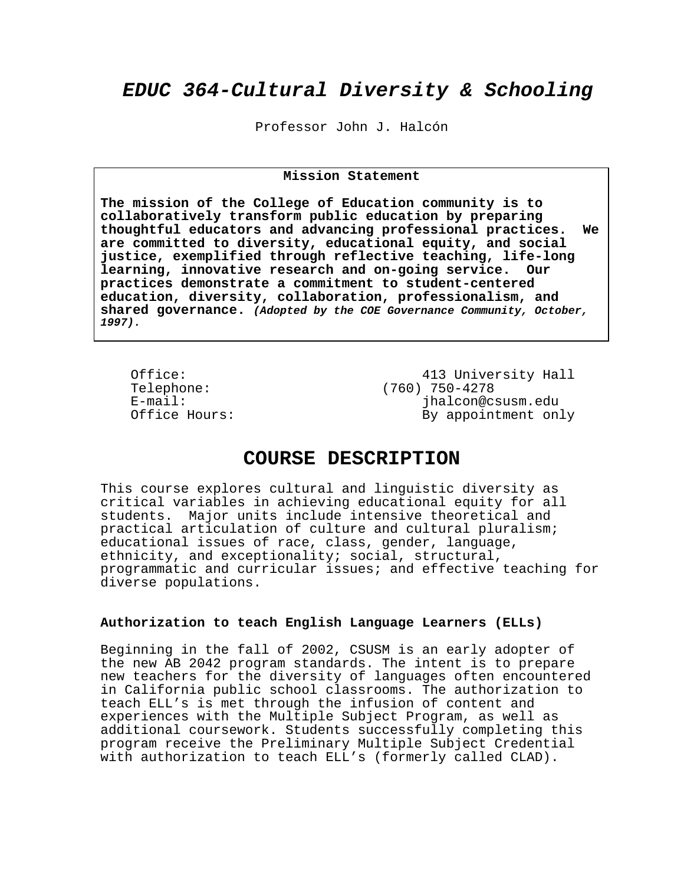# *EDUC 364-Cultural Diversity & Schooling*

Professor John J. Halcón

**Mission Statement**

**The mission of the College of Education community is to collaboratively transform public education by preparing thoughtful educators and advancing professional practices. We are committed to diversity, educational equity, and social justice, exemplified through reflective teaching, life-long learning, innovative research and on-going service. Our practices demonstrate a commitment to student-centered education, diversity, collaboration, professionalism, and shared governance.** ***(Adopted by the COE Governance Community, October, 1997).***

| | |
|---|---|
| Office: | 413 University Hall |
| Telephone: | (760) 750-4278 |
| E-mail: | jhalcon@csusm.edu |
| Office Hours: | By appointment only |

## COURSE DESCRIPTION

This course explores cultural and linguistic diversity as critical variables in achieving educational equity for all students. Major units include intensive theoretical and practical articulation of culture and cultural pluralism; educational issues of race, class, gender, language, ethnicity, and exceptionality; social, structural, programmatic and curricular issues; and effective teaching for diverse populations.

### Authorization to teach English Language Learners (ELLs)

Beginning in the fall of 2002, CSUSM is an early adopter of the new AB 2042 program standards. The intent is to prepare new teachers for the diversity of languages often encountered in California public school classrooms. The authorization to teach ELL's is met through the infusion of content and experiences with the Multiple Subject Program, as well as additional coursework. Students successfully completing this program receive the Preliminary Multiple Subject Credential with authorization to teach ELL's (formerly called CLAD).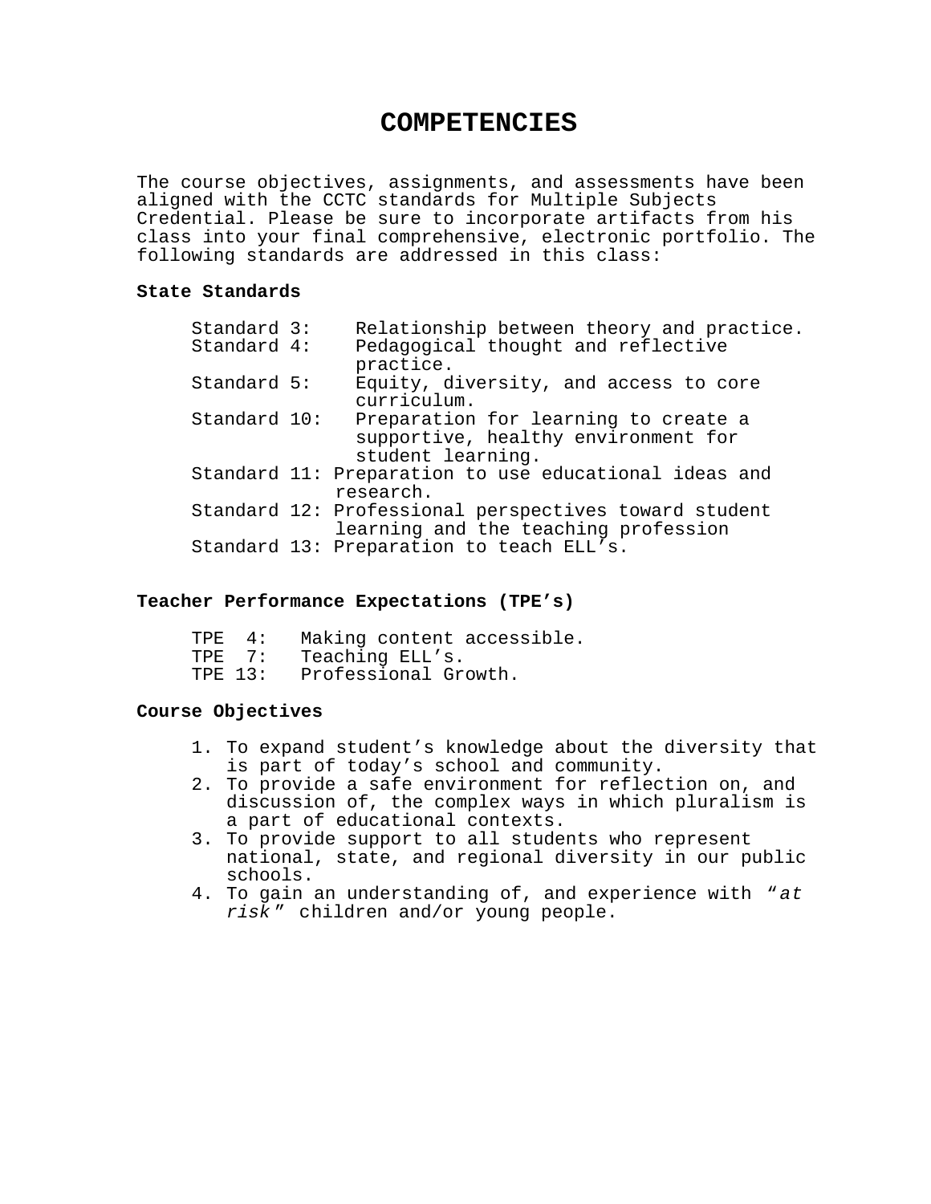# COMPETENCIES

The course objectives, assignments, and assessments have been aligned with the CCTC standards for Multiple Subjects Credential. Please be sure to incorporate artifacts from his class into your final comprehensive, electronic portfolio. The following standards are addressed in this class:

**State Standards**

- Standard 3: Relationship between theory and practice.
- Standard 4: Pedagogical thought and reflective practice.
- Standard 5: Equity, diversity, and access to core curriculum.
- Standard 10: Preparation for learning to create a supportive, healthy environment for student learning.
- Standard 11: Preparation to use educational ideas and research.
- Standard 12: Professional perspectives toward student learning and the teaching profession
- Standard 13: Preparation to teach ELL's.

**Teacher Performance Expectations (TPE's)**

- TPE 4: Making content accessible.
- TPE 7: Teaching ELL's.
- TPE 13: Professional Growth.

**Course Objectives**

1. To expand student's knowledge about the diversity that is part of today's school and community.
2. To provide a safe environment for reflection on, and discussion of, the complex ways in which pluralism is a part of educational contexts.
3. To provide support to all students who represent national, state, and regional diversity in our public schools.
4. To gain an understanding of, and experience with *"at risk"* children and/or young people.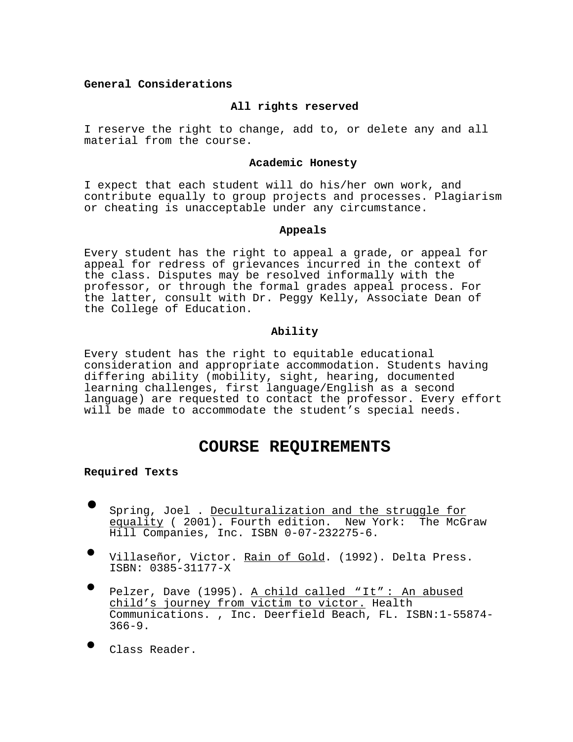**General Considerations**

**All rights reserved**

I reserve the right to change, add to, or delete any and all material from the course.

**Academic Honesty**

I expect that each student will do his/her own work, and contribute equally to group projects and processes. Plagiarism or cheating is unacceptable under any circumstance.

**Appeals**

Every student has the right to appeal a grade, or appeal for appeal for redress of grievances incurred in the context of the class. Disputes may be resolved informally with the professor, or through the formal grades appeal process. For the latter, consult with Dr. Peggy Kelly, Associate Dean of the College of Education.

**Ability**

Every student has the right to equitable educational consideration and appropriate accommodation. Students having differing ability (mobility, sight, hearing, documented learning challenges, first language/English as a second language) are requested to contact the professor. Every effort will be made to accommodate the student's special needs.

# COURSE REQUIREMENTS

**Required Texts**

- Spring, Joel . Deculturalization and the struggle for equality ( 2001). Fourth edition. New York: The McGraw Hill Companies, Inc. ISBN 0-07-232275-6.
- Villaseñor, Victor. Rain of Gold. (1992). Delta Press. ISBN: 0385-31177-X
- Pelzer, Dave (1995). A child called "It": An abused child's journey from victim to victor. Health Communications. , Inc. Deerfield Beach, FL. ISBN:1-55874-366-9.
- Class Reader.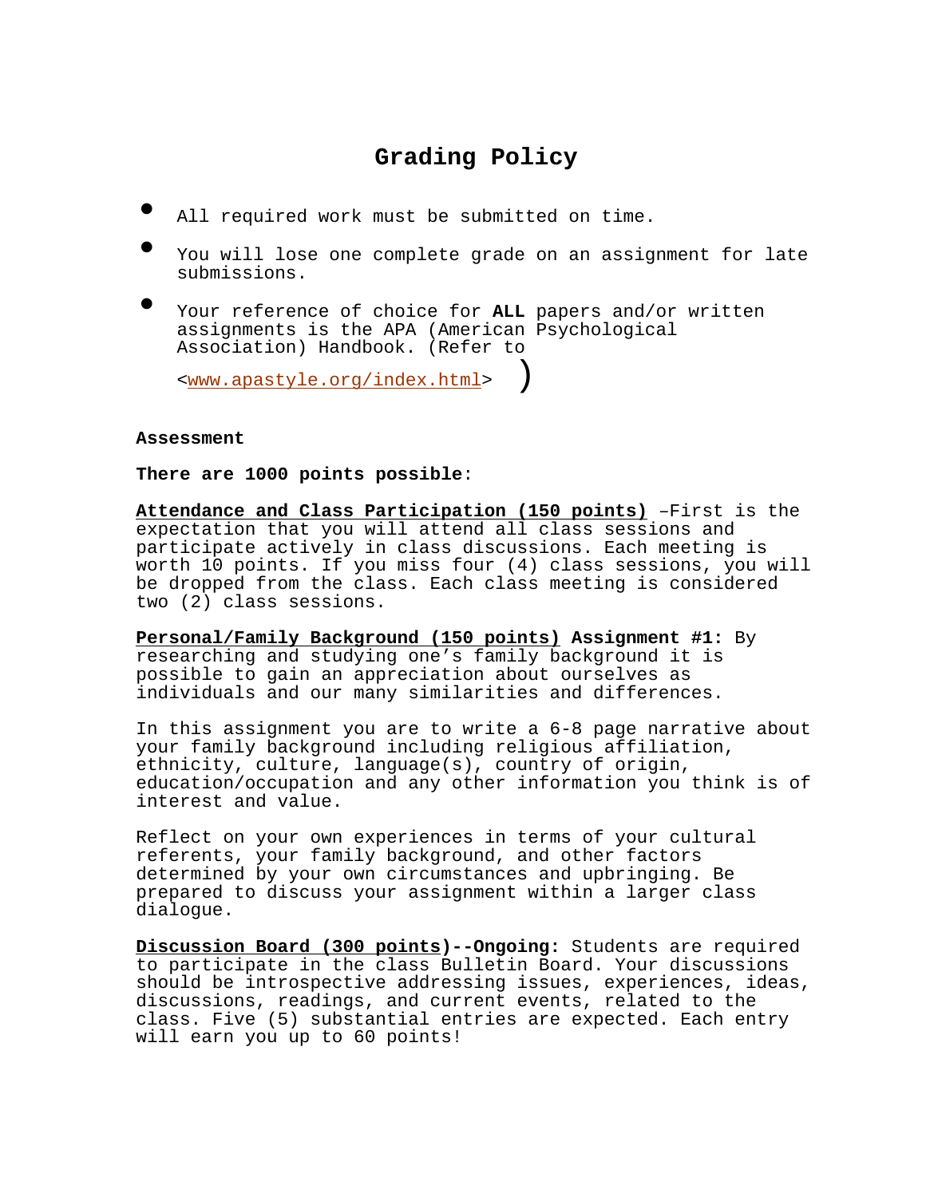# Grading Policy

- All required work must be submitted on time.
- You will lose one complete grade on an assignment for late submissions.
- Your reference of choice for **ALL** papers and/or written assignments is the APA (American Psychological Association) Handbook. (Refer to <www.apastyle.org/index.html> )

**Assessment**

**There are 1000 points possible**:

**Attendance and Class Participation (150 points)** –First is the expectation that you will attend all class sessions and participate actively in class discussions. Each meeting is worth 10 points. If you miss four (4) class sessions, you will be dropped from the class. Each class meeting is considered two (2) class sessions.

**Personal/Family Background (150 points) Assignment #1:** By researching and studying one's family background it is possible to gain an appreciation about ourselves as individuals and our many similarities and differences.

In this assignment you are to write a 6-8 page narrative about your family background including religious affiliation, ethnicity, culture, language(s), country of origin, education/occupation and any other information you think is of interest and value.

Reflect on your own experiences in terms of your cultural referents, your family background, and other factors determined by your own circumstances and upbringing. Be prepared to discuss your assignment within a larger class dialogue.

**Discussion Board (300 points)--Ongoing:** Students are required to participate in the class Bulletin Board. Your discussions should be introspective addressing issues, experiences, ideas, discussions, readings, and current events, related to the class. Five (5) substantial entries are expected. Each entry will earn you up to 60 points!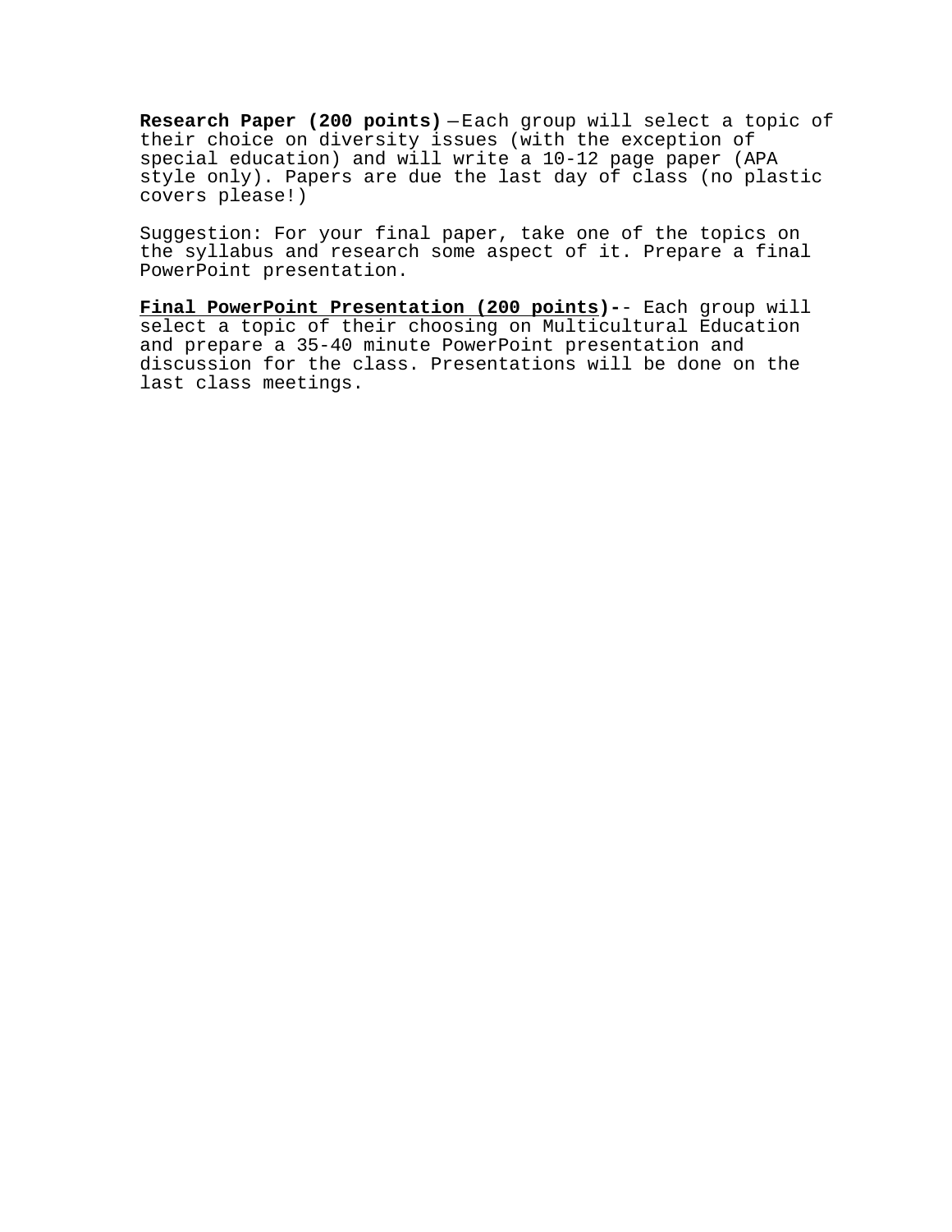**Research Paper (200 points)** —Each group will select a topic of their choice on diversity issues (with the exception of special education) and will write a 10-12 page paper (APA style only). Papers are due the last day of class (no plastic covers please!)

Suggestion: For your final paper, take one of the topics on the syllabus and research some aspect of it. Prepare a final PowerPoint presentation.

**Final PowerPoint Presentation (200 points)-**- Each group will select a topic of their choosing on Multicultural Education and prepare a 35-40 minute PowerPoint presentation and discussion for the class. Presentations will be done on the last class meetings.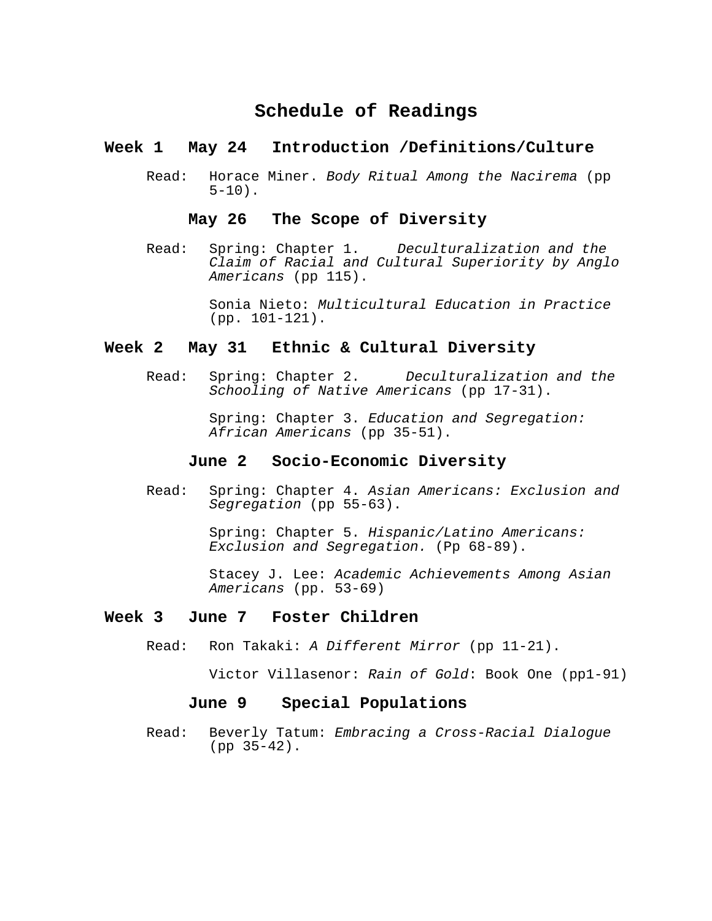# Schedule of Readings

## Week 1 May 24 Introduction /Definitions/Culture

Read: Horace Miner. *Body Ritual Among the Nacirema* (pp 5-10).

### May 26 The Scope of Diversity

Read: Spring: Chapter 1. *Deculturalization and the Claim of Racial and Cultural Superiority by Anglo Americans* (pp 115).

Sonia Nieto: *Multicultural Education in Practice* (pp. 101-121).

## Week 2 May 31 Ethnic & Cultural Diversity

Read: Spring: Chapter 2. *Deculturalization and the Schooling of Native Americans* (pp 17-31).

Spring: Chapter 3. *Education and Segregation: African Americans* (pp 35-51).

### June 2 Socio-Economic Diversity

Read: Spring: Chapter 4. *Asian Americans: Exclusion and Segregation* (pp 55-63).

Spring: Chapter 5. *Hispanic/Latino Americans: Exclusion and Segregation.* (Pp 68-89).

Stacey J. Lee: *Academic Achievements Among Asian Americans* (pp. 53-69)

## Week 3 June 7 Foster Children

Read: Ron Takaki: *A Different Mirror* (pp 11-21).

Victor Villasenor: *Rain of Gold*: Book One (pp1-91)

### June 9 Special Populations

Read: Beverly Tatum: *Embracing a Cross-Racial Dialogue* (pp 35-42).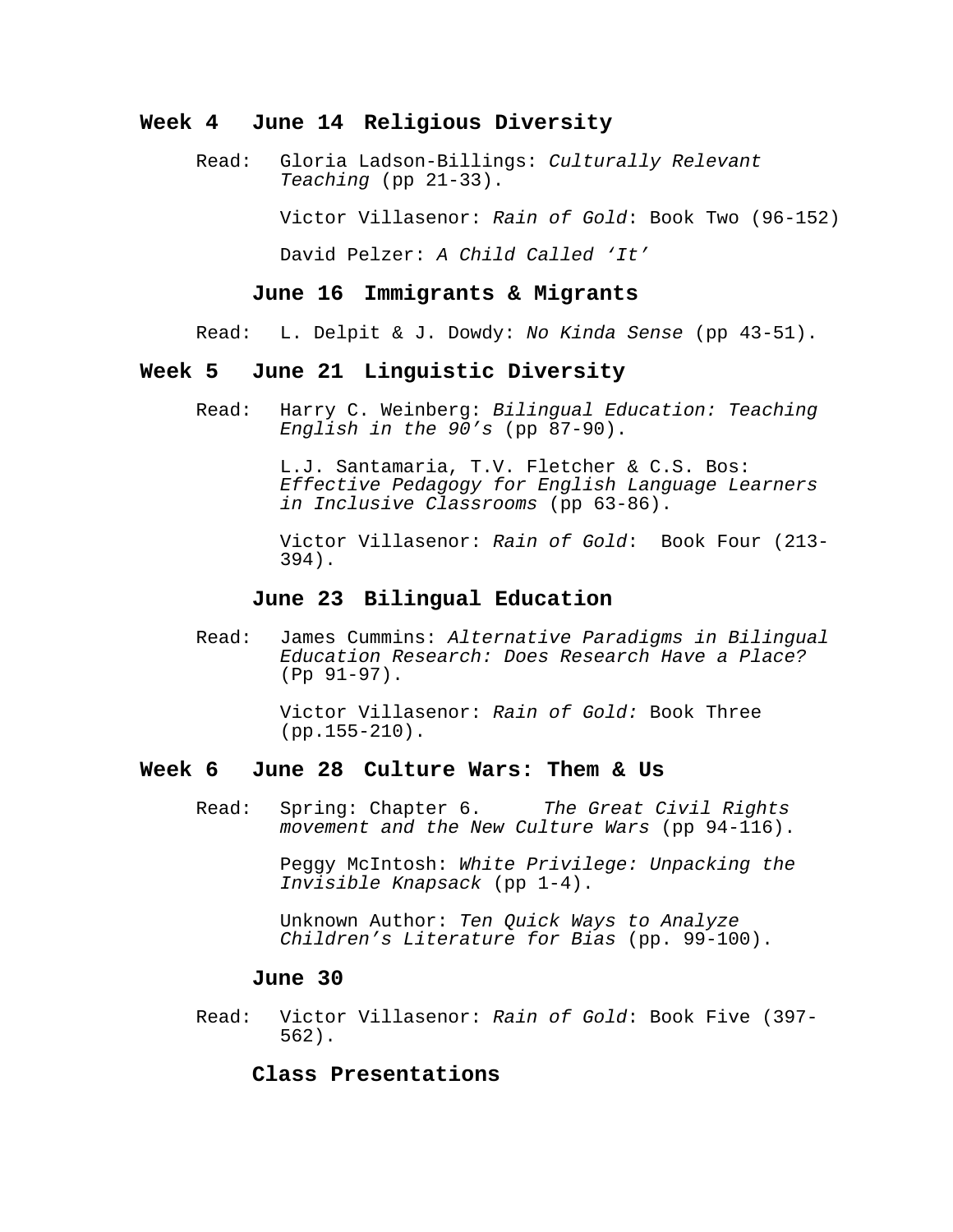## Week 4 June 14 Religious Diversity

Read: Gloria Ladson-Billings: *Culturally Relevant Teaching* (pp 21-33).

Victor Villasenor: *Rain of Gold*: Book Two (96-152)

David Pelzer: *A Child Called 'It'*

### June 16 Immigrants & Migrants

Read: L. Delpit & J. Dowdy: *No Kinda Sense* (pp 43-51).

## Week 5 June 21 Linguistic Diversity

Read: Harry C. Weinberg: *Bilingual Education: Teaching English in the 90's* (pp 87-90).

L.J. Santamaria, T.V. Fletcher & C.S. Bos: *Effective Pedagogy for English Language Learners in Inclusive Classrooms* (pp 63-86).

Victor Villasenor: *Rain of Gold*: Book Four (213-394).

### June 23 Bilingual Education

Read: James Cummins: *Alternative Paradigms in Bilingual Education Research: Does Research Have a Place?* (Pp 91-97).

Victor Villasenor: *Rain of Gold:* Book Three (pp.155-210).

## Week 6 June 28 Culture Wars: Them & Us

Read: Spring: Chapter 6. *The Great Civil Rights movement and the New Culture Wars* (pp 94-116).

Peggy McIntosh: *White Privilege: Unpacking the Invisible Knapsack* (pp 1-4).

Unknown Author: *Ten Quick Ways to Analyze Children's Literature for Bias* (pp. 99-100).

### June 30

Read: Victor Villasenor: *Rain of Gold*: Book Five (397-562).

### Class Presentations